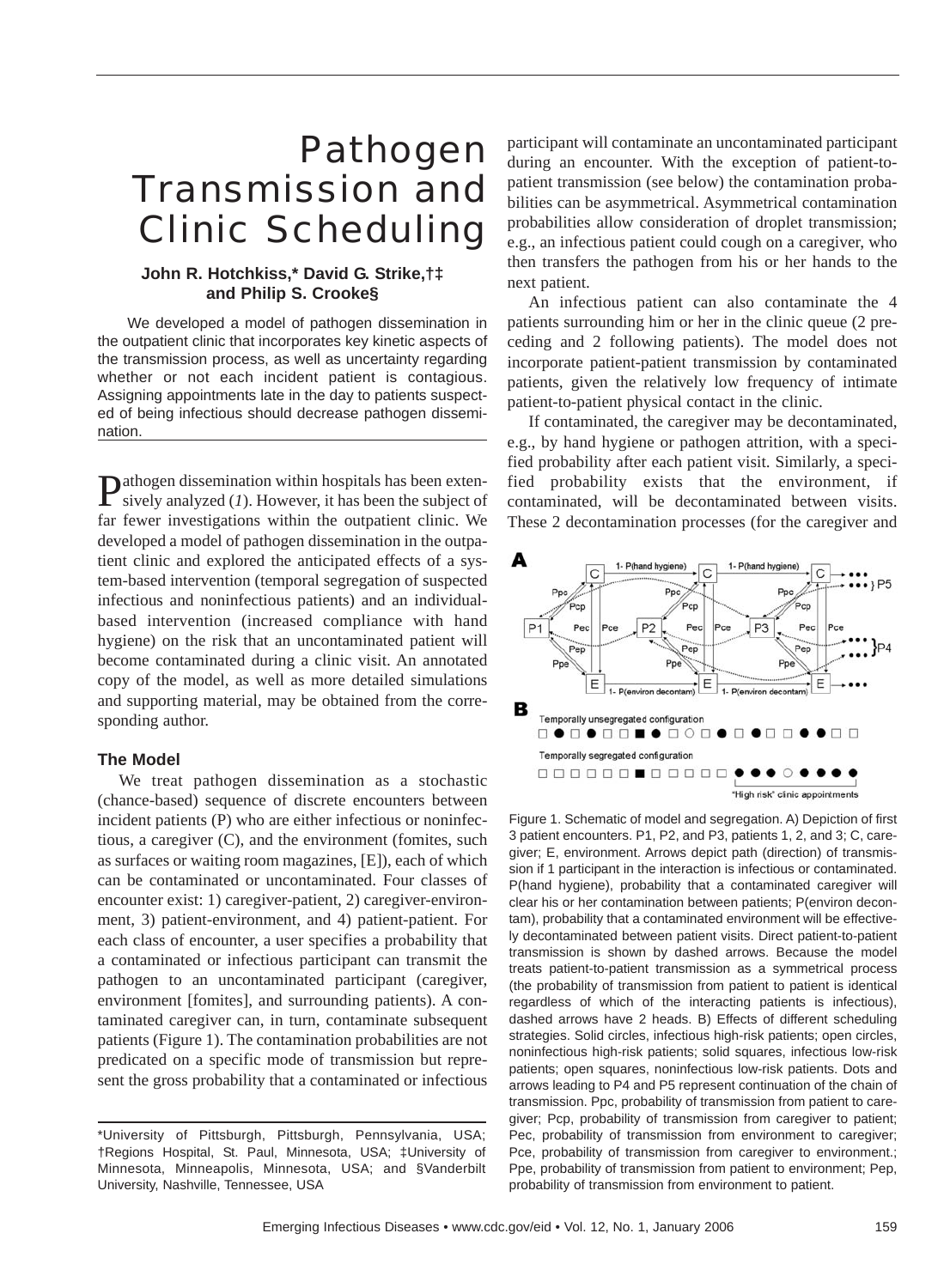# Pathogen Transmission and Clinic Scheduling

**John R. Hotchkiss,* David G. Strike,†‡ and Philip S. Crooke§**

We developed a model of pathogen dissemination in the outpatient clinic that incorporates key kinetic aspects of the transmission process, as well as uncertainty regarding whether or not each incident patient is contagious. Assigning appointments late in the day to patients suspected of being infectious should decrease pathogen dissemination.

Pathogen dissemination within hospitals has been extensively analyzed (*1*). However, it has been the subject of far fewer investigations within the outpatient clinic. We developed a model of pathogen dissemination in the outpatient clinic and explored the anticipated effects of a system-based intervention (temporal segregation of suspected infectious and noninfectious patients) and an individual-based intervention (increased compliance with hand hygiene) on the risk that an uncontaminated patient will become contaminated during a clinic visit. An annotated copy of the model, as well as more detailed simulations and supporting material, may be obtained from the corresponding author.

## The Model

We treat pathogen dissemination as a stochastic (chance-based) sequence of discrete encounters between incident patients (P) who are either infectious or noninfectious, a caregiver (C), and the environment (fomites, such as surfaces or waiting room magazines, [E]), each of which can be contaminated or uncontaminated. Four classes of encounter exist: 1) caregiver-patient, 2) caregiver-environment, 3) patient-environment, and 4) patient-patient. For each class of encounter, a user specifies a probability that a contaminated or infectious participant can transmit the pathogen to an uncontaminated participant (caregiver, environment [fomites], and surrounding patients). A contaminated caregiver can, in turn, contaminate subsequent patients (Figure 1). The contamination probabilities are not predicated on a specific mode of transmission but represent the gross probability that a contaminated or infectious participant will contaminate an uncontaminated participant during an encounter. With the exception of patient-to-patient transmission (see below) the contamination probabilities can be asymmetrical. Asymmetrical contamination probabilities allow consideration of droplet transmission; e.g., an infectious patient could cough on a caregiver, who then transfers the pathogen from his or her hands to the next patient.

An infectious patient can also contaminate the 4 patients surrounding him or her in the clinic queue (2 preceding and 2 following patients). The model does not incorporate patient-patient transmission by contaminated patients, given the relatively low frequency of intimate patient-to-patient physical contact in the clinic.

If contaminated, the caregiver may be decontaminated, e.g., by hand hygiene or pathogen attrition, with a specified probability after each patient visit. Similarly, a specified probability exists that the environment, if contaminated, will be decontaminated between visits. These 2 decontamination processes (for the caregiver and

Figure 1. Schematic of model and segregation. A) Depiction of first 3 patient encounters. P1, P2, and P3, patients 1, 2, and 3; C, caregiver; E, environment. Arrows depict path (direction) of transmission if 1 participant in the interaction is infectious or contaminated. P(hand hygiene), probability that a contaminated caregiver will clear his or her contamination between patients; P(environ decontam), probability that a contaminated environment will be effectively decontaminated between patient visits. Direct patient-to-patient transmission is shown by dashed arrows. Because the model treats patient-to-patient transmission as a symmetrical process (the probability of transmission from patient to patient is identical regardless of which of the interacting patients is infectious), dashed arrows have 2 heads. B) Effects of different scheduling strategies. Solid circles, infectious high-risk patients; open circles, noninfectious high-risk patients; solid squares, infectious low-risk patients; open squares, noninfectious low-risk patients. Dots and arrows leading to P4 and P5 represent continuation of the chain of transmission. Ppc, probability of transmission from patient to caregiver; Pcp, probability of transmission from caregiver to patient; Pec, probability of transmission from environment to caregiver; Pce, probability of transmission from caregiver to environment.; Ppe, probability of transmission from patient to environment; Pep, probability of transmission from environment to patient.

*University of Pittsburgh, Pittsburgh, Pennsylvania, USA; †Regions Hospital, St. Paul, Minnesota, USA; ‡University of Minnesota, Minneapolis, Minnesota, USA; and §Vanderbilt University, Nashville, Tennessee, USA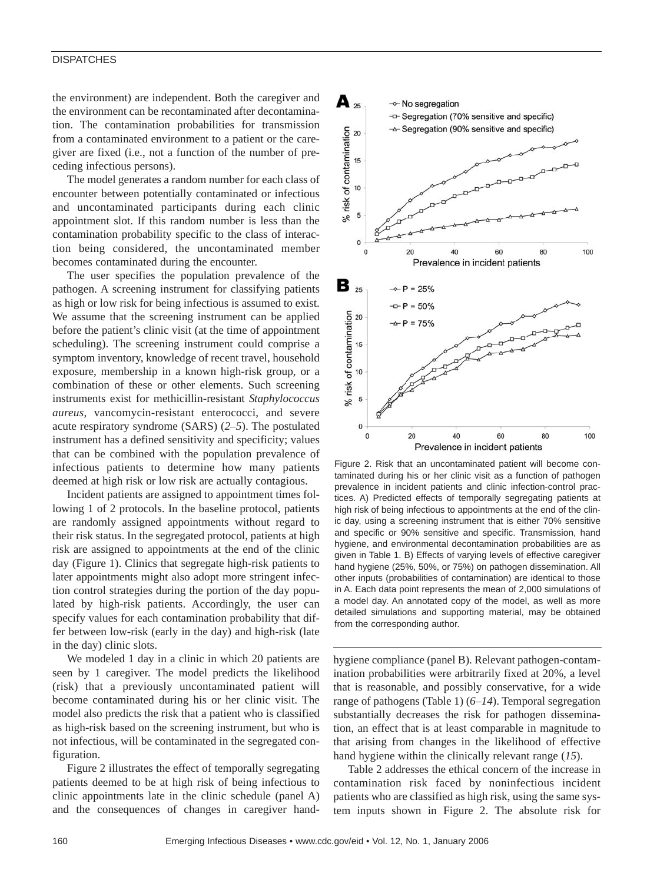the environment) are independent. Both the caregiver and the environment can be recontaminated after decontamination. The contamination probabilities for transmission from a contaminated environment to a patient or the caregiver are fixed (i.e., not a function of the number of preceding infectious persons).

The model generates a random number for each class of encounter between potentially contaminated or infectious and uncontaminated participants during each clinic appointment slot. If this random number is less than the contamination probability specific to the class of interaction being considered, the uncontaminated member becomes contaminated during the encounter.

The user specifies the population prevalence of the pathogen. A screening instrument for classifying patients as high or low risk for being infectious is assumed to exist. We assume that the screening instrument can be applied before the patient's clinic visit (at the time of appointment scheduling). The screening instrument could comprise a symptom inventory, knowledge of recent travel, household exposure, membership in a known high-risk group, or a combination of these or other elements. Such screening instruments exist for methicillin-resistant *Staphylococcus aureus*, vancomycin-resistant enterococci, and severe acute respiratory syndrome (SARS) (*2*–*5*). The postulated instrument has a defined sensitivity and specificity; values that can be combined with the population prevalence of infectious patients to determine how many patients deemed at high risk or low risk are actually contagious.

Incident patients are assigned to appointment times following 1 of 2 protocols. In the baseline protocol, patients are randomly assigned appointments without regard to their risk status. In the segregated protocol, patients at high risk are assigned to appointments at the end of the clinic day (Figure 1). Clinics that segregate high-risk patients to later appointments might also adopt more stringent infection control strategies during the portion of the day populated by high-risk patients. Accordingly, the user can specify values for each contamination probability that differ between low-risk (early in the day) and high-risk (late in the day) clinic slots.

We modeled 1 day in a clinic in which 20 patients are seen by 1 caregiver. The model predicts the likelihood (risk) that a previously uncontaminated patient will become contaminated during his or her clinic visit. The model also predicts the risk that a patient who is classified as high-risk based on the screening instrument, but who is not infectious, will be contaminated in the segregated configuration.

Figure 2 illustrates the effect of temporally segregating patients deemed to be at high risk of being infectious to clinic appointments late in the clinic schedule (panel A) and the consequences of changes in caregiver hand-hygiene compliance (panel B). Relevant pathogen-contamination probabilities were arbitrarily fixed at 20%, a level that is reasonable, and possibly conservative, for a wide range of pathogens (Table 1) (*6*–*14*). Temporal segregation substantially decreases the risk for pathogen dissemination, an effect that is at least comparable in magnitude to that arising from changes in the likelihood of effective hand hygiene within the clinically relevant range (*15*).

A
No segregation
Segregation (70% sensitive and specific)
Segregation (90% sensitive and specific)
% risk of contamination
0 5 10 15 20 25
0 20 40 60 80 100
Prevalence in incident patients

B
P = 25%
P = 50%
P = 75%
% risk of contamination
0 5 10 15 20 25
0 20 40 60 80 100
Prevalence in incident patients

Figure 2. Risk that an uncontaminated patient will become contaminated during his or her clinic visit as a function of pathogen prevalence in incident patients and clinic infection-control practices. A) Predicted effects of temporally segregating patients at high risk of being infectious to appointments at the end of the clinic day, using a screening instrument that is either 70% sensitive and specific or 90% sensitive and specific. Transmission, hand hygiene, and environmental decontamination probabilities are as given in Table 1. B) Effects of varying levels of effective caregiver hand hygiene (25%, 50%, or 75%) on pathogen dissemination. All other inputs (probabilities of contamination) are identical to those in A. Each data point represents the mean of 2,000 simulations of a model day. An annotated copy of the model, as well as more detailed simulations and supporting material, may be obtained from the corresponding author.

Table 2 addresses the ethical concern of the increase in contamination risk faced by noninfectious incident patients who are classified as high risk, using the same system inputs shown in Figure 2. The absolute risk for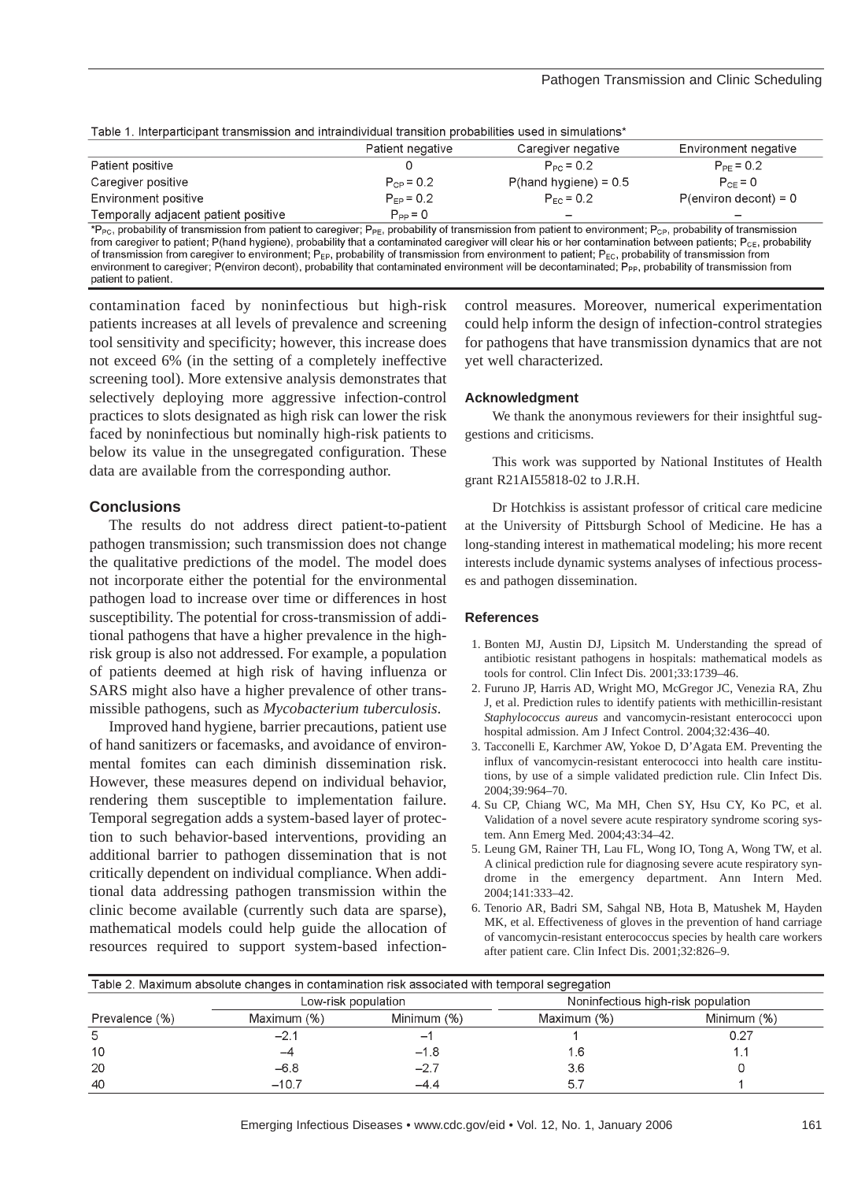Table 1. Interparticipant transmission and intraindividual transition probabilities used in simulations*

| | Patient negative | Caregiver negative | Environment negative |
|---|---|---|---|
| Patient positive | 0 | $P_{PC} = 0.2$ | $P_{PE} = 0.2$ |
| Caregiver positive | $P_{CP} = 0.2$ | P(hand hygiene) = 0.5 | $P_{CE} = 0$ |
| Environment positive | $P_{EP} = 0.2$ | $P_{EC} = 0.2$ | P(environ decont) = 0 |
| Temporally adjacent patient positive | $P_{PP} = 0$ | – | – |

*$P_{PC}$, probability of transmission from patient to caregiver; $P_{PE}$, probability of transmission from patient to environment; $P_{CP}$, probability of transmission from caregiver to patient; P(hand hygiene), probability that a contaminated caregiver will clear his or her contamination between patients; $P_{CE}$, probability of transmission from caregiver to environment; $P_{EP}$, probability of transmission from environment to patient; $P_{EC}$, probability of transmission from environment to caregiver; P(environ decont), probability that contaminated environment will be decontaminated; $P_{PP}$, probability of transmission from patient to patient.

contamination faced by noninfectious but high-risk patients increases at all levels of prevalence and screening tool sensitivity and specificity; however, this increase does not exceed 6% (in the setting of a completely ineffective screening tool). More extensive analysis demonstrates that selectively deploying more aggressive infection-control practices to slots designated as high risk can lower the risk faced by noninfectious but nominally high-risk patients to below its value in the unsegregated configuration. These data are available from the corresponding author.

## Conclusions

The results do not address direct patient-to-patient pathogen transmission; such transmission does not change the qualitative predictions of the model. The model does not incorporate either the potential for the environmental pathogen load to increase over time or differences in host susceptibility. The potential for cross-transmission of additional pathogens that have a higher prevalence in the high-risk group is also not addressed. For example, a population of patients deemed at high risk of having influenza or SARS might also have a higher prevalence of other transmissible pathogens, such as *Mycobacterium tuberculosis*.

Improved hand hygiene, barrier precautions, patient use of hand sanitizers or facemasks, and avoidance of environmental fomites can each diminish dissemination risk. However, these measures depend on individual behavior, rendering them susceptible to implementation failure. Temporal segregation adds a system-based layer of protection to such behavior-based interventions, providing an additional barrier to pathogen dissemination that is not critically dependent on individual compliance. When additional data addressing pathogen transmission within the clinic become available (currently such data are sparse), mathematical models could help guide the allocation of resources required to support system-based infection-control measures. Moreover, numerical experimentation could help inform the design of infection-control strategies for pathogens that have transmission dynamics that are not yet well characterized.

### Acknowledgment

We thank the anonymous reviewers for their insightful suggestions and criticisms.

This work was supported by National Institutes of Health grant R21AI55818-02 to J.R.H.

Dr Hotchkiss is assistant professor of critical care medicine at the University of Pittsburgh School of Medicine. He has a long-standing interest in mathematical modeling; his more recent interests include dynamic systems analyses of infectious processes and pathogen dissemination.

### References

1. Bonten MJ, Austin DJ, Lipsitch M. Understanding the spread of antibiotic resistant pathogens in hospitals: mathematical models as tools for control. Clin Infect Dis. 2001;33:1739–46.
2. Furuno JP, Harris AD, Wright MO, McGregor JC, Venezia RA, Zhu J, et al. Prediction rules to identify patients with methicillin-resistant *Staphylococcus aureus* and vancomycin-resistant enterococci upon hospital admission. Am J Infect Control. 2004;32:436–40.
3. Tacconelli E, Karchmer AW, Yokoe D, D'Agata EM. Preventing the influx of vancomycin-resistant enterococci into health care institutions, by use of a simple validated prediction rule. Clin Infect Dis. 2004;39:964–70.
4. Su CP, Chiang WC, Ma MH, Chen SY, Hsu CY, Ko PC, et al. Validation of a novel severe acute respiratory syndrome scoring system. Ann Emerg Med. 2004;43:34–42.
5. Leung GM, Rainer TH, Lau FL, Wong IO, Tong A, Wong TW, et al. A clinical prediction rule for diagnosing severe acute respiratory syndrome in the emergency department. Ann Intern Med. 2004;141:333–42.
6. Tenorio AR, Badri SM, Sahgal NB, Hota B, Matushek M, Hayden MK, et al. Effectiveness of gloves in the prevention of hand carriage of vancomycin-resistant enterococcus species by health care workers after patient care. Clin Infect Dis. 2001;32:826–9.

Table 2. Maximum absolute changes in contamination risk associated with temporal segregation

| | Low-risk population | | Noninfectious high-risk population | |
|---|---|---|---|---|
| Prevalence (%) | Maximum (%) | Minimum (%) | Maximum (%) | Minimum (%) |
| 5 | –2.1 | –1 | 1 | 0.27 |
| 10 | –4 | –1.8 | 1.6 | 1.1 |
| 20 | –6.8 | –2.7 | 3.6 | 0 |
| 40 | –10.7 | –4.4 | 5.7 | 1 |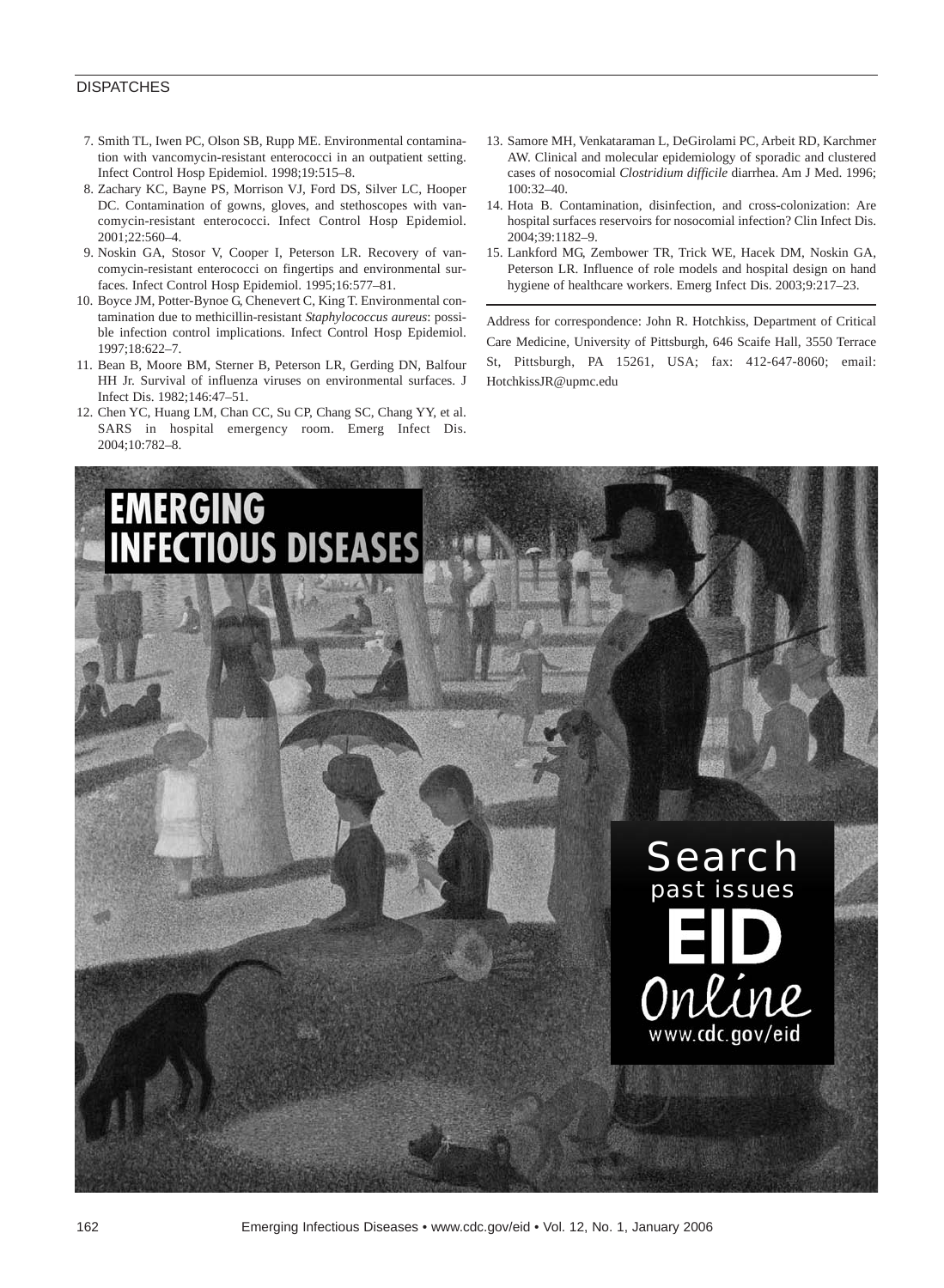7. Smith TL, Iwen PC, Olson SB, Rupp ME. Environmental contamination with vancomycin-resistant enterococci in an outpatient setting. Infect Control Hosp Epidemiol. 1998;19:515–8.
8. Zachary KC, Bayne PS, Morrison VJ, Ford DS, Silver LC, Hooper DC. Contamination of gowns, gloves, and stethoscopes with vancomycin-resistant enterococci. Infect Control Hosp Epidemiol. 2001;22:560–4.
9. Noskin GA, Stosor V, Cooper I, Peterson LR. Recovery of vancomycin-resistant enterococci on fingertips and environmental surfaces. Infect Control Hosp Epidemiol. 1995;16:577–81.
10. Boyce JM, Potter-Bynoe G, Chenevert C, King T. Environmental contamination due to methicillin-resistant *Staphylococcus aureus*: possible infection control implications. Infect Control Hosp Epidemiol. 1997;18:622–7.
11. Bean B, Moore BM, Sterner B, Peterson LR, Gerding DN, Balfour HH Jr. Survival of influenza viruses on environmental surfaces. J Infect Dis. 1982;146:47–51.
12. Chen YC, Huang LM, Chan CC, Su CP, Chang SC, Chang YY, et al. SARS in hospital emergency room. Emerg Infect Dis. 2004;10:782–8.
13. Samore MH, Venkataraman L, DeGirolami PC, Arbeit RD, Karchmer AW. Clinical and molecular epidemiology of sporadic and clustered cases of nosocomial *Clostridium difficile* diarrhea. Am J Med. 1996;100:32–40.
14. Hota B. Contamination, disinfection, and cross-colonization: Are hospital surfaces reservoirs for nosocomial infection? Clin Infect Dis. 2004;39:1182–9.
15. Lankford MG, Zembower TR, Trick WE, Hacek DM, Noskin GA, Peterson LR. Influence of role models and hospital design on hand hygiene of healthcare workers. Emerg Infect Dis. 2003;9:217–23.

Address for correspondence: John R. Hotchkiss, Department of Critical Care Medicine, University of Pittsburgh, 646 Scaife Hall, 3550 Terrace St, Pittsburgh, PA 15261, USA; fax: 412-647-8060; email: HotchkissJR@upmc.edu

EMERGING INFECTIOUS DISEASES

Search past issues EID Online www.cdc.gov/eid